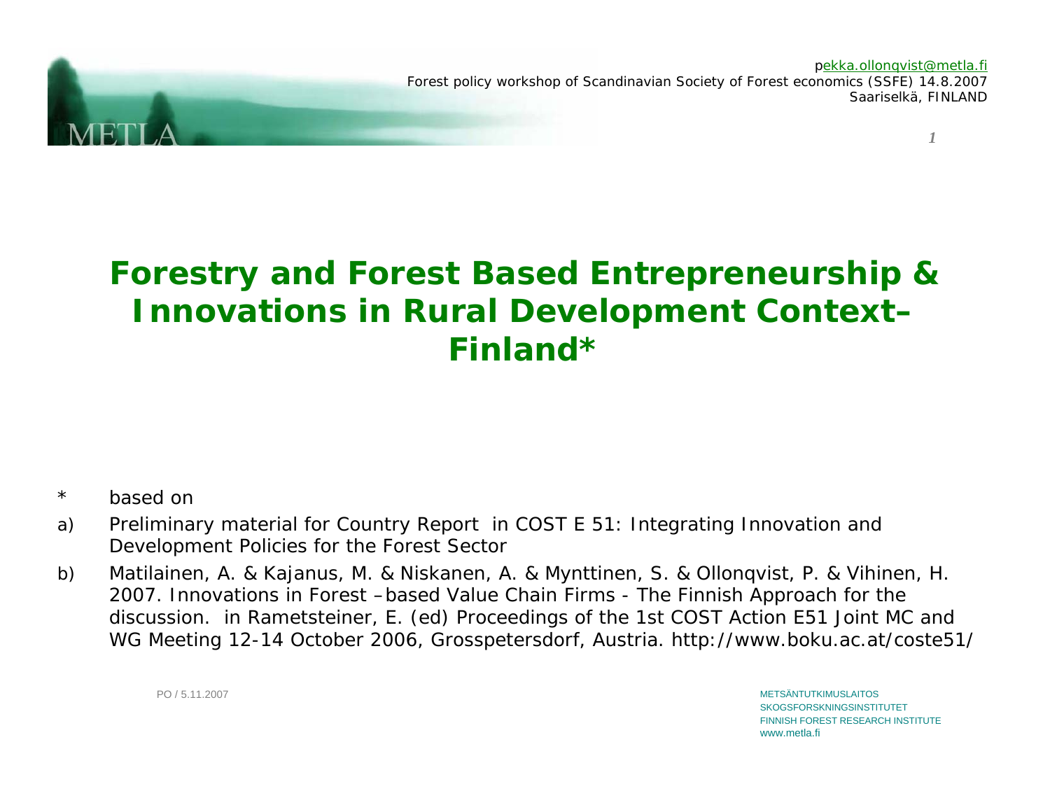pekka.ollonqvist@metla.fi
Forest policy workshop of Scandinavian Society of Forest economics (SSFE) 14.8.2007
Saariselkä, FINLAND

# Forestry and Forest Based Entrepreneurship & Innovations in Rural Development Context– Finland*

* based on

a) Preliminary material for Country Report in COST E 51: Integrating Innovation and Development Policies for the Forest Sector

b) Matilainen, A. & Kajanus, M. & Niskanen, A. & Mynttinen, S. & Ollonqvist, P. & Vihinen, H. 2007. Innovations in Forest –based Value Chain Firms - The Finnish Approach for the discussion. in Rametsteiner, E. (ed) Proceedings of the 1st COST Action E51 Joint MC and WG Meeting 12-14 October 2006, Grosspetersdorf, Austria. http://www.boku.ac.at/coste51/

PO / 5.11.2007

METSÄNTUTKIMUSLAITOS
SKOGSFORSKNINGSINSTITUTET
FINNISH FOREST RESEARCH INSTITUTE
www.metla.fi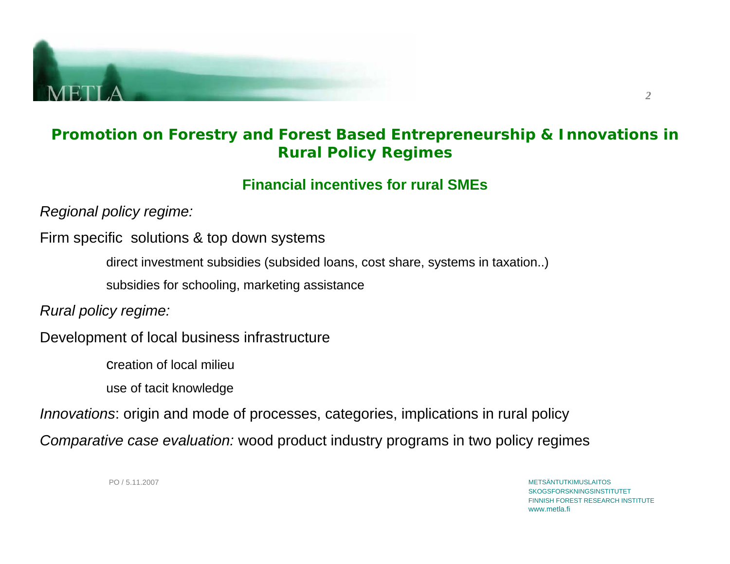## Promotion on Forestry and Forest Based Entrepreneurship & Innovations in Rural Policy Regimes

### Financial incentives for rural SMEs

*Regional policy regime:*

Firm specific solutions & top down systems

- direct investment subsidies (subsided loans, cost share, systems in taxation..)
- subsidies for schooling, marketing assistance

*Rural policy regime:*

Development of local business infrastructure

- creation of local milieu
- use of tacit knowledge

*Innovations*: origin and mode of processes, categories, implications in rural policy

*Comparative case evaluation:* wood product industry programs in two policy regimes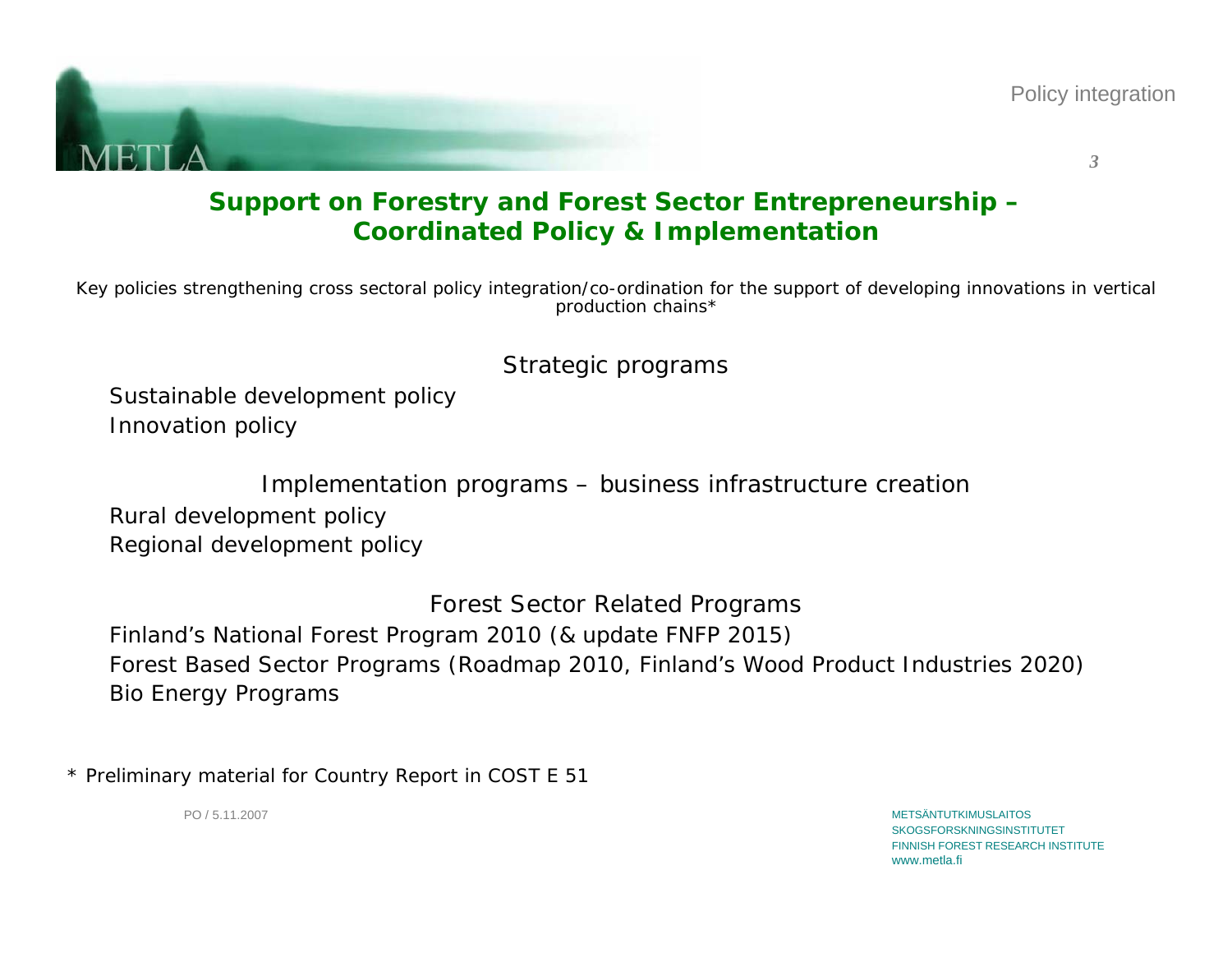## Support on Forestry and Forest Sector Entrepreneurship – Coordinated Policy & Implementation

Key policies strengthening cross sectoral policy integration/co-ordination for the support of developing innovations in vertical production chains*

### Strategic programs

Sustainable development policy
Innovation policy

### Implementation programs – business infrastructure creation

Rural development policy
Regional development policy

### Forest Sector Related Programs

Finland's National Forest Program 2010 (& update FNFP 2015)
Forest Based Sector Programs (Roadmap 2010, Finland's Wood Product Industries 2020)
Bio Energy Programs

* Preliminary material for Country Report in COST E 51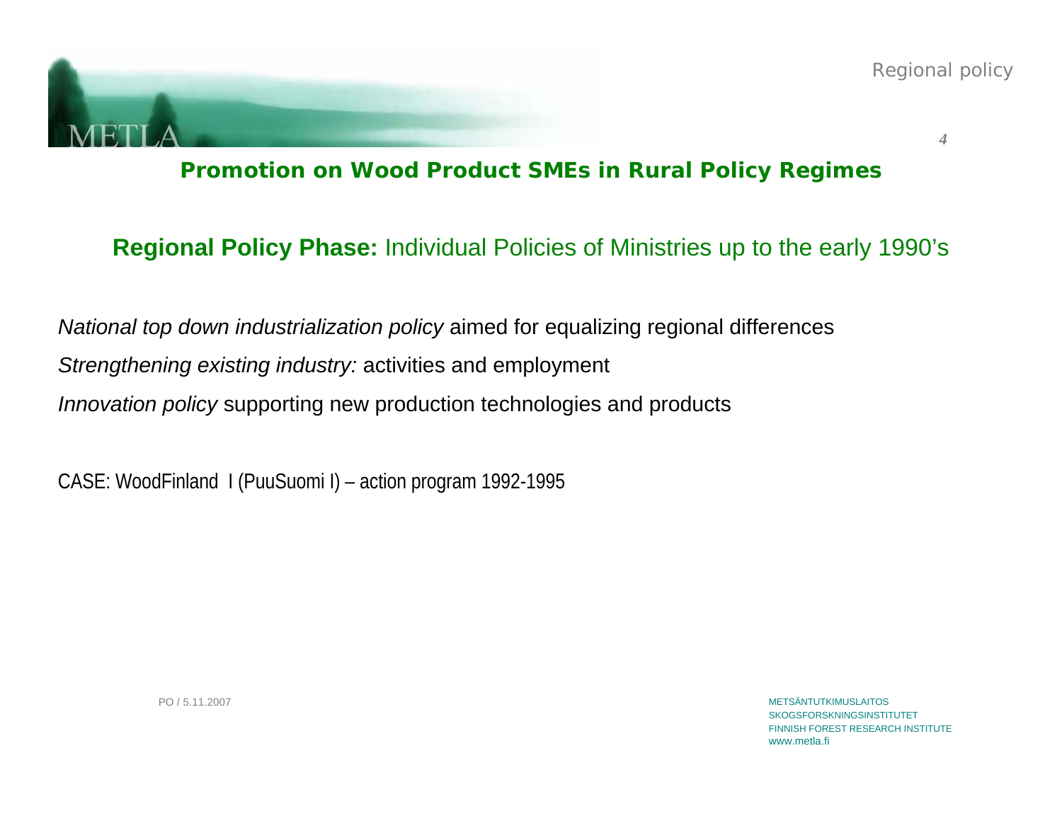## Promotion on Wood Product SMEs in Rural Policy Regimes

**Regional Policy Phase:** Individual Policies of Ministries up to the early 1990's

*National top down industrialization policy* aimed for equalizing regional differences

*Strengthening existing industry:* activities and employment

*Innovation policy* supporting new production technologies and products

CASE: WoodFinland I (PuuSuomi I) – action program 1992-1995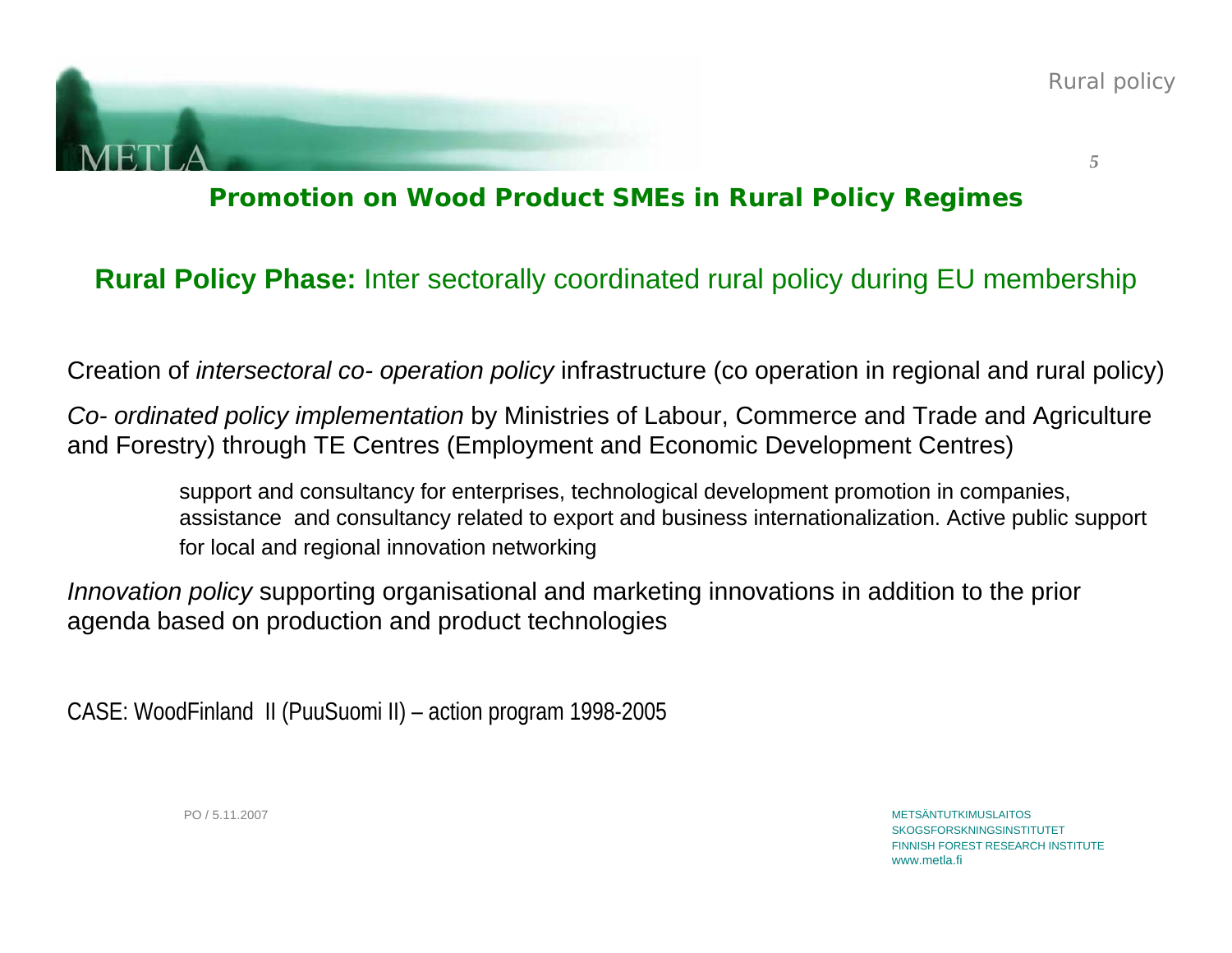## Promotion on Wood Product SMEs in Rural Policy Regimes

**Rural Policy Phase:** Inter sectorally coordinated rural policy during EU membership

Creation of *intersectoral co- operation policy* infrastructure (co operation in regional and rural policy)

*Co- ordinated policy implementation* by Ministries of Labour, Commerce and Trade and Agriculture and Forestry) through TE Centres (Employment and Economic Development Centres)

> support and consultancy for enterprises, technological development promotion in companies, assistance and consultancy related to export and business internationalization. Active public support for local and regional innovation networking

*Innovation policy* supporting organisational and marketing innovations in addition to the prior agenda based on production and product technologies

CASE: WoodFinland II (PuuSuomi II) – action program 1998-2005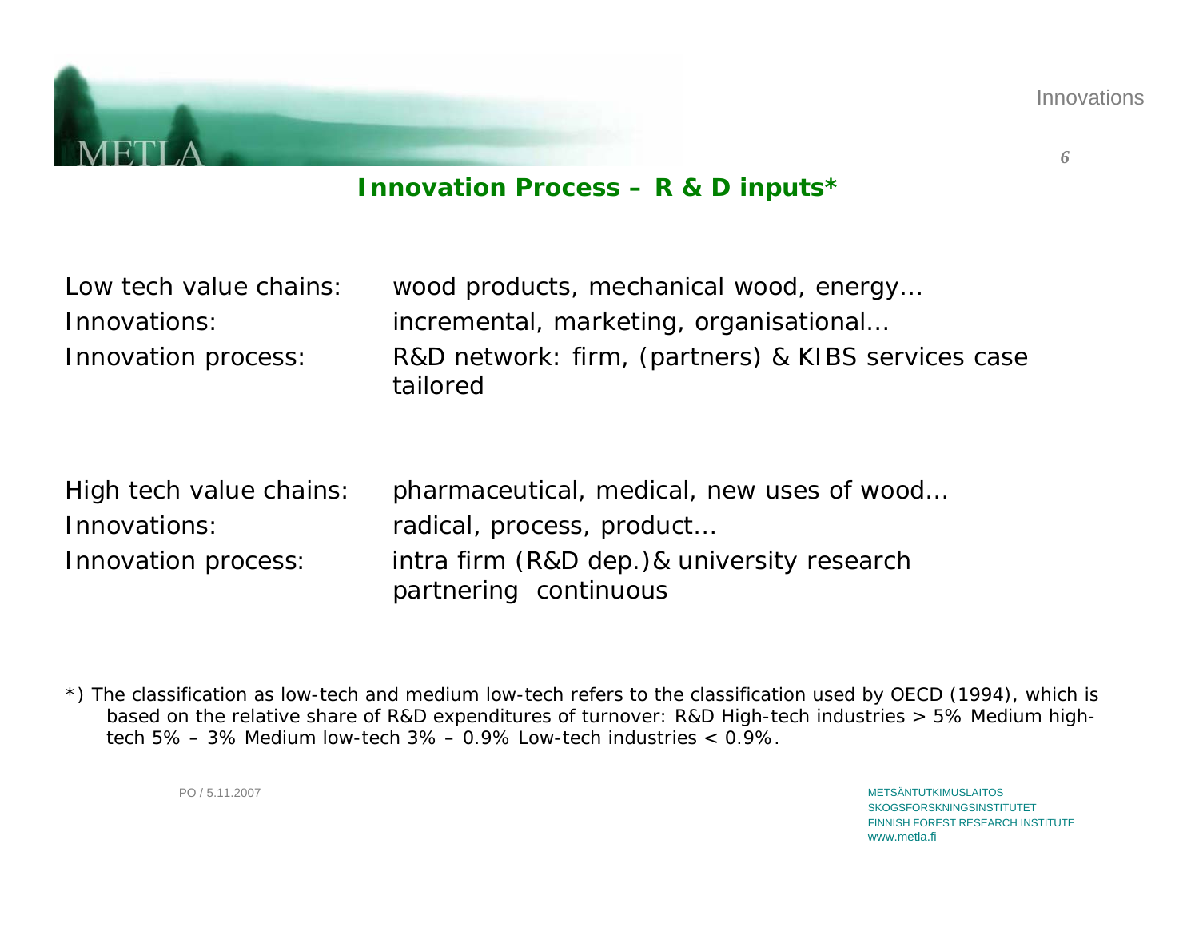## Innovation Process – R & D inputs*

Low tech value chains: wood products, mechanical wood, energy…
Innovations: incremental, marketing, organisational…
Innovation process: R&D network: firm, (partners) & KIBS services case tailored

High tech value chains: pharmaceutical, medical, new uses of wood…
Innovations: radical, process, product…
Innovation process: intra firm (R&D dep.)& university research partnering continuous

*) The classification as low-tech and medium low-tech refers to the classification used by OECD (1994), which is based on the relative share of R&D expenditures of turnover: R&D High-tech industries > 5% Medium high-tech 5% – 3% Medium low-tech 3% – 0.9% Low-tech industries < 0.9%.

PO / 5.11.2007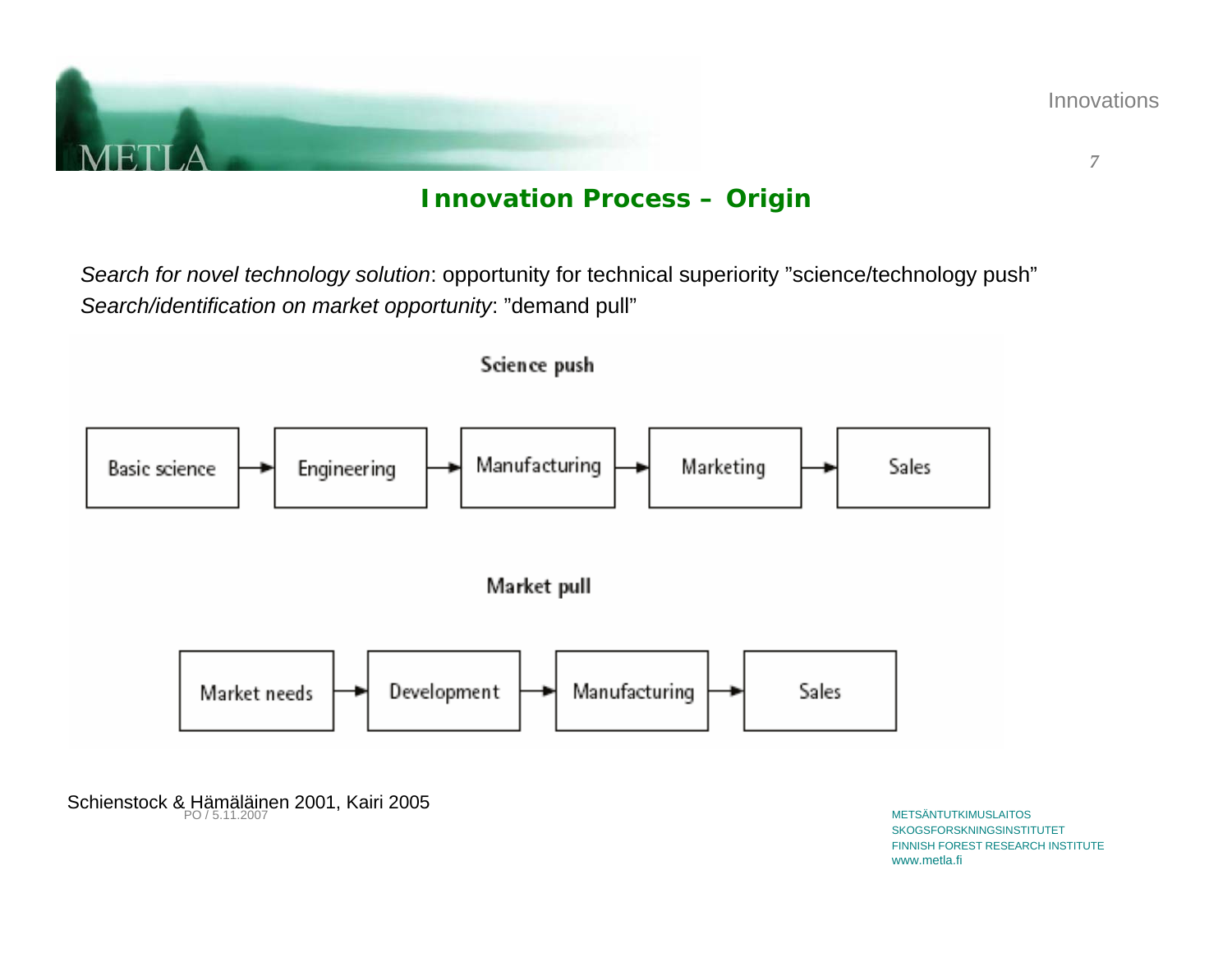# Innovation Process – Origin

*Search for novel technology solution*: opportunity for technical superiority "science/technology push"
*Search/identification on market opportunity*: "demand pull"

**Science push**

Basic science → Engineering → Manufacturing → Marketing → Sales

**Market pull**

Market needs → Development → Manufacturing → Sales

Schienstock & Hämäläinen 2001, Kairi 2005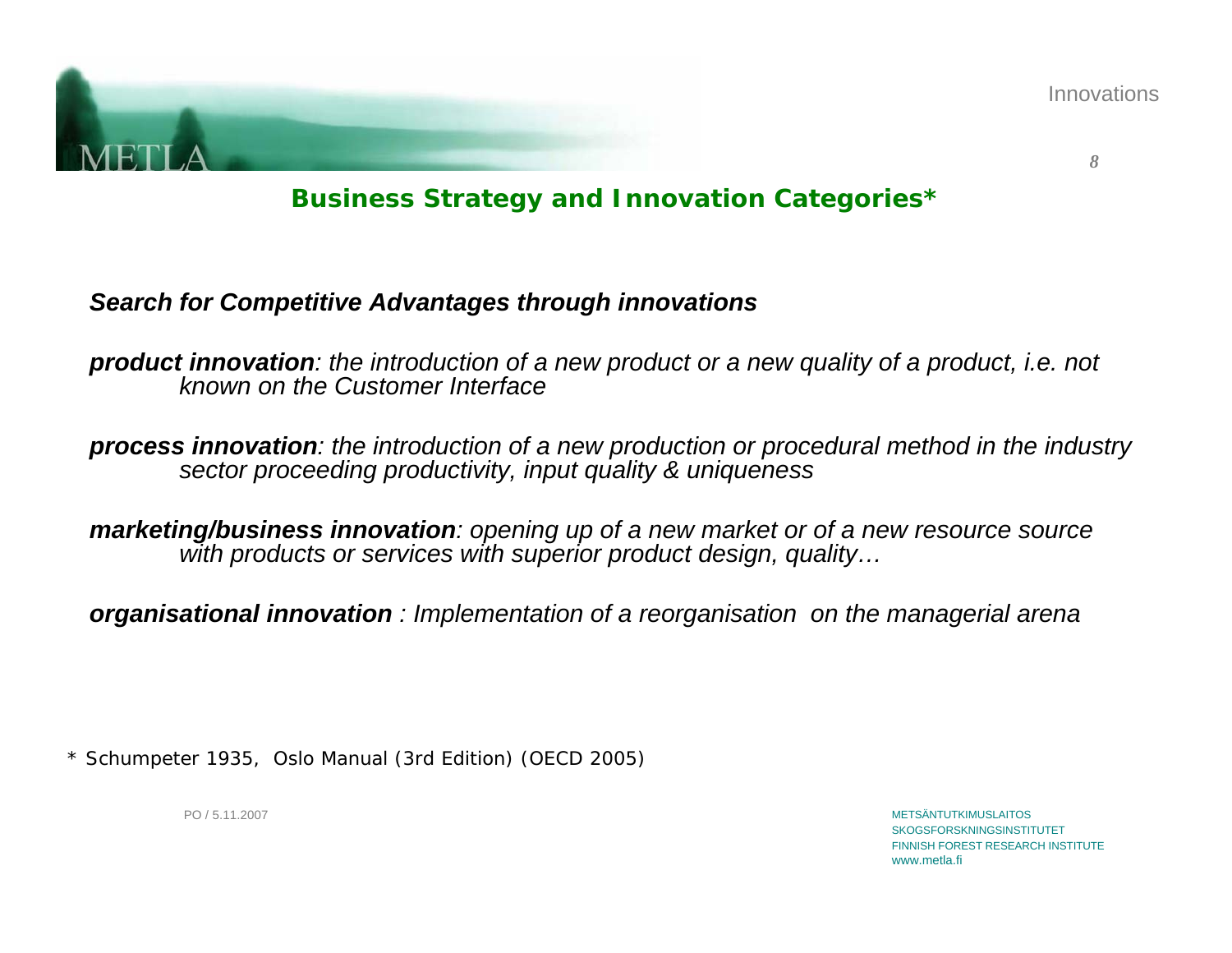## Business Strategy and Innovation Categories*

***Search for Competitive Advantages through innovations***

***product innovation****: the introduction of a new product or a new quality of a product, i.e. not known on the Customer Interface*

***process innovation****: the introduction of a new production or procedural method in the industry sector proceeding productivity, input quality & uniqueness*

***marketing/business innovation****: opening up of a new market or of a new resource source with products or services with superior product design, quality…*

***organisational innovation*** *: Implementation of a reorganisation on the managerial arena*

* Schumpeter 1935, Oslo Manual (3rd Edition) (OECD 2005)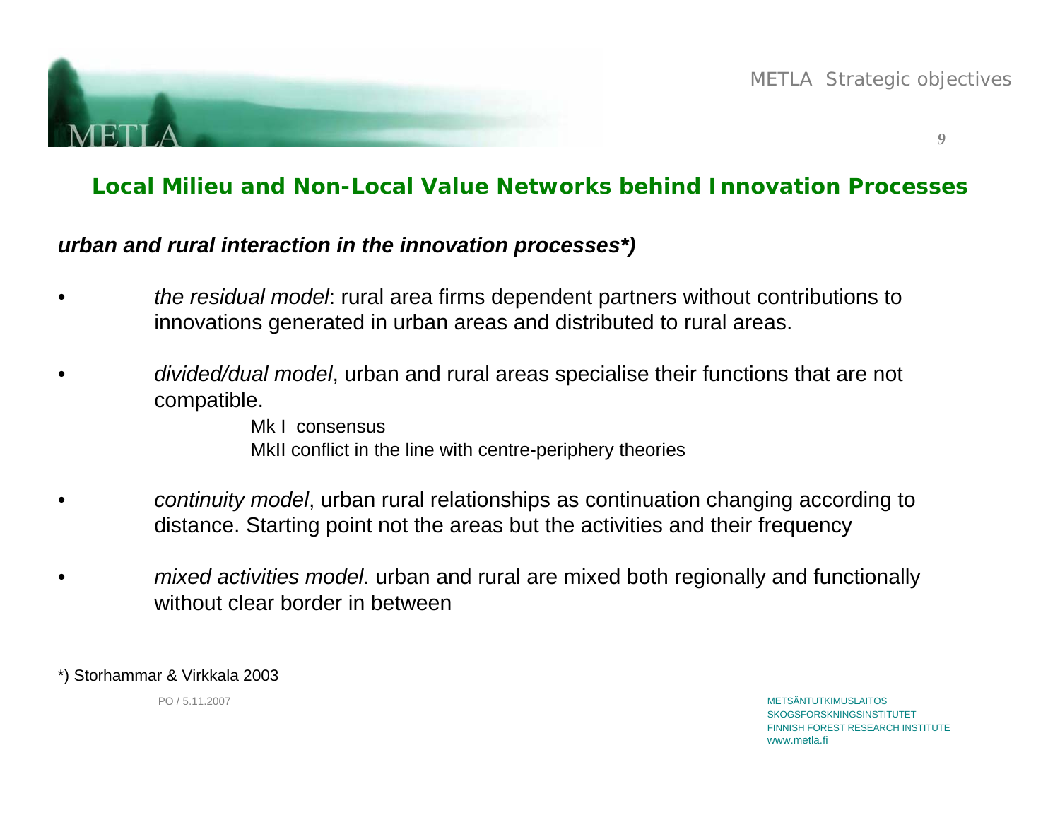## Local Milieu and Non-Local Value Networks behind Innovation Processes

***urban and rural interaction in the innovation processes*)***

- *the residual model*: rural area firms dependent partners without contributions to innovations generated in urban areas and distributed to rural areas.
- *divided/dual model*, urban and rural areas specialise their functions that are not compatible.
  - Mk I consensus
  - MkII conflict in the line with centre-periphery theories
- *continuity model*, urban rural relationships as continuation changing according to distance. Starting point not the areas but the activities and their frequency
- *mixed activities model*. urban and rural are mixed both regionally and functionally without clear border in between

*) Storhammar & Virkkala 2003

PO / 5.11.2007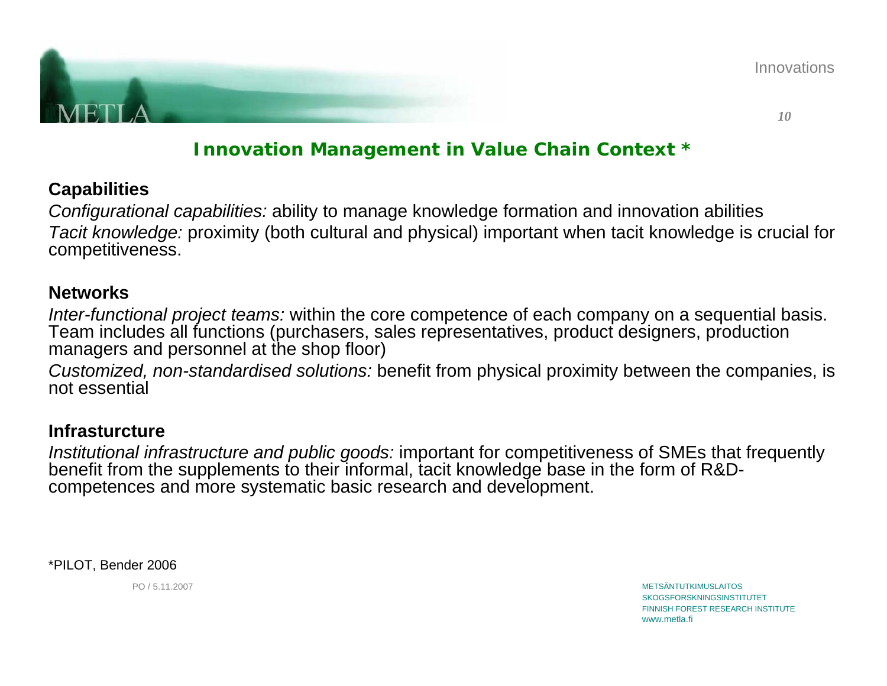## Innovation Management in Value Chain Context *

### Capabilities

*Configurational capabilities:* ability to manage knowledge formation and innovation abilities

*Tacit knowledge:* proximity (both cultural and physical) important when tacit knowledge is crucial for competitiveness.

### Networks

*Inter-functional project teams:* within the core competence of each company on a sequential basis. Team includes all functions (purchasers, sales representatives, product designers, production managers and personnel at the shop floor)

*Customized, non-standardised solutions:* benefit from physical proximity between the companies, is not essential

### Infrasturcture

*Institutional infrastructure and public goods:* important for competitiveness of SMEs that frequently benefit from the supplements to their informal, tacit knowledge base in the form of R&D-competences and more systematic basic research and development.

*PILOT, Bender 2006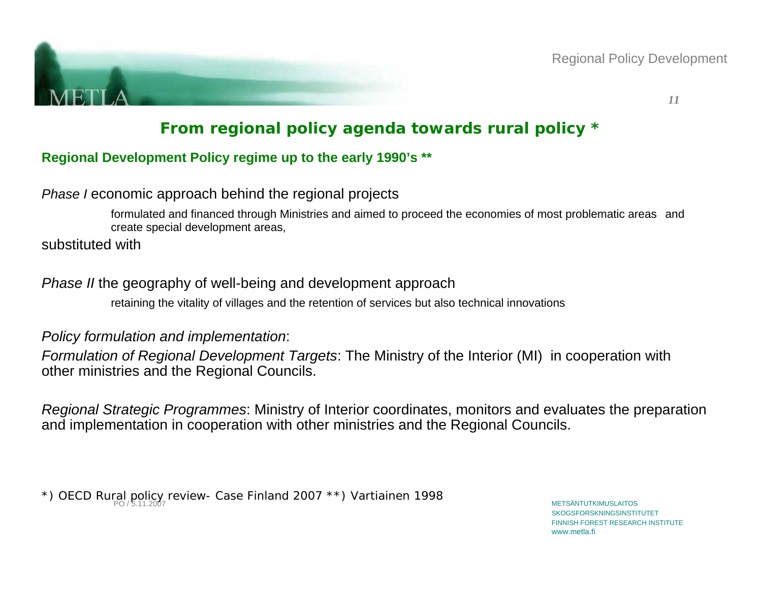## From regional policy agenda towards rural policy *

### Regional Development Policy regime up to the early 1990's **

*Phase I* economic approach behind the regional projects

> formulated and financed through Ministries and aimed to proceed the economies of most problematic areas and create special development areas,

substituted with

*Phase II* the geography of well-being and development approach

> retaining the vitality of villages and the retention of services but also technical innovations

*Policy formulation and implementation*:

*Formulation of Regional Development Targets*: The Ministry of the Interior (MI) in cooperation with other ministries and the Regional Councils.

*Regional Strategic Programmes*: Ministry of Interior coordinates, monitors and evaluates the preparation and implementation in cooperation with other ministries and the Regional Councils.

*) OECD Rural policy review- Case Finland 2007 **) Vartiainen 1998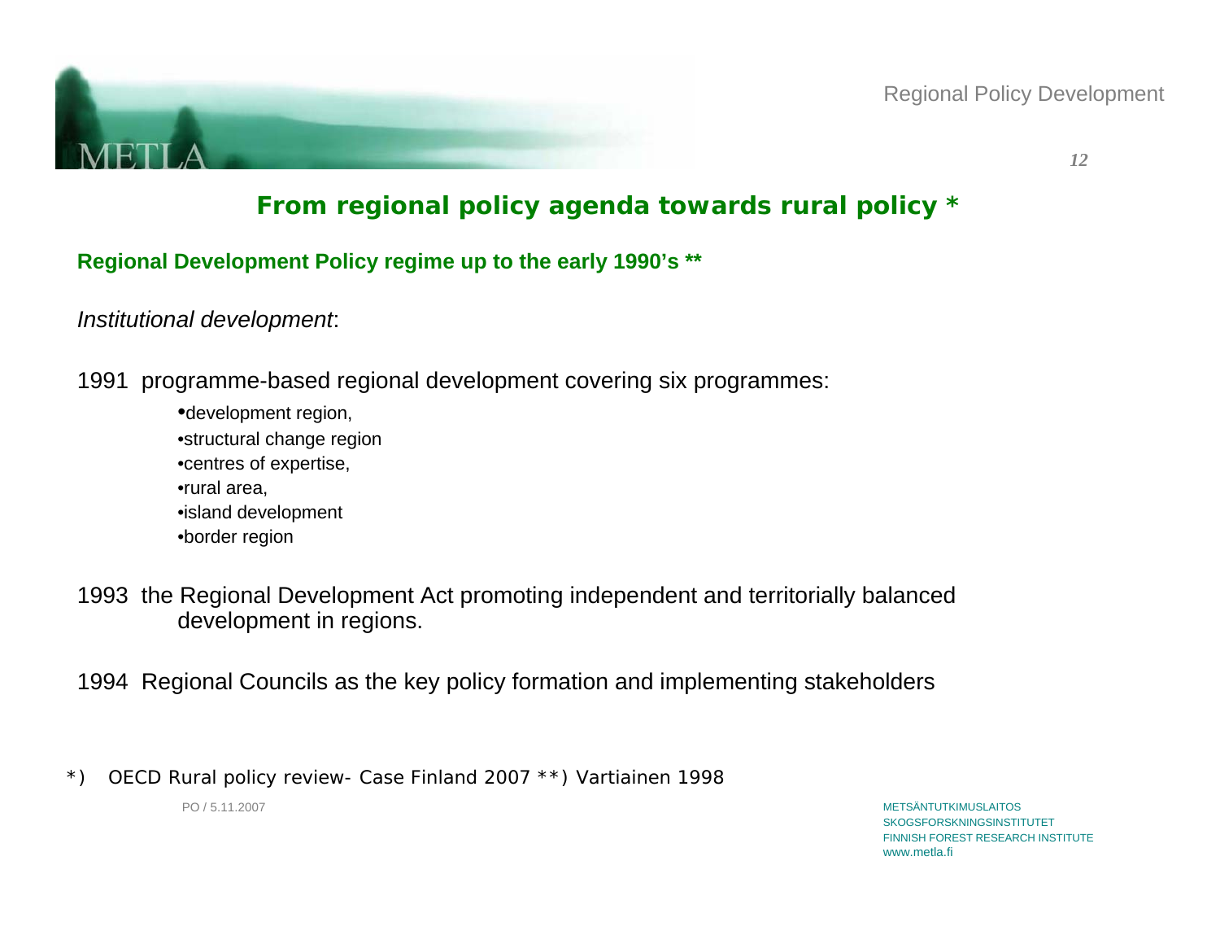## From regional policy agenda towards rural policy *

**Regional Development Policy regime up to the early 1990's ****

*Institutional development*:

1991 programme-based regional development covering six programmes:

- development region,
- structural change region
- centres of expertise,
- rural area,
- island development
- border region

1993 the Regional Development Act promoting independent and territorially balanced development in regions.

1994 Regional Councils as the key policy formation and implementing stakeholders

*) OECD Rural policy review- Case Finland 2007 **) Vartiainen 1998

PO / 5.11.2007

METSÄNTUTKIMUSLAITOS
SKOGSFORSKNINGSINSTITUTET
FINNISH FOREST RESEARCH INSTITUTE
www.metla.fi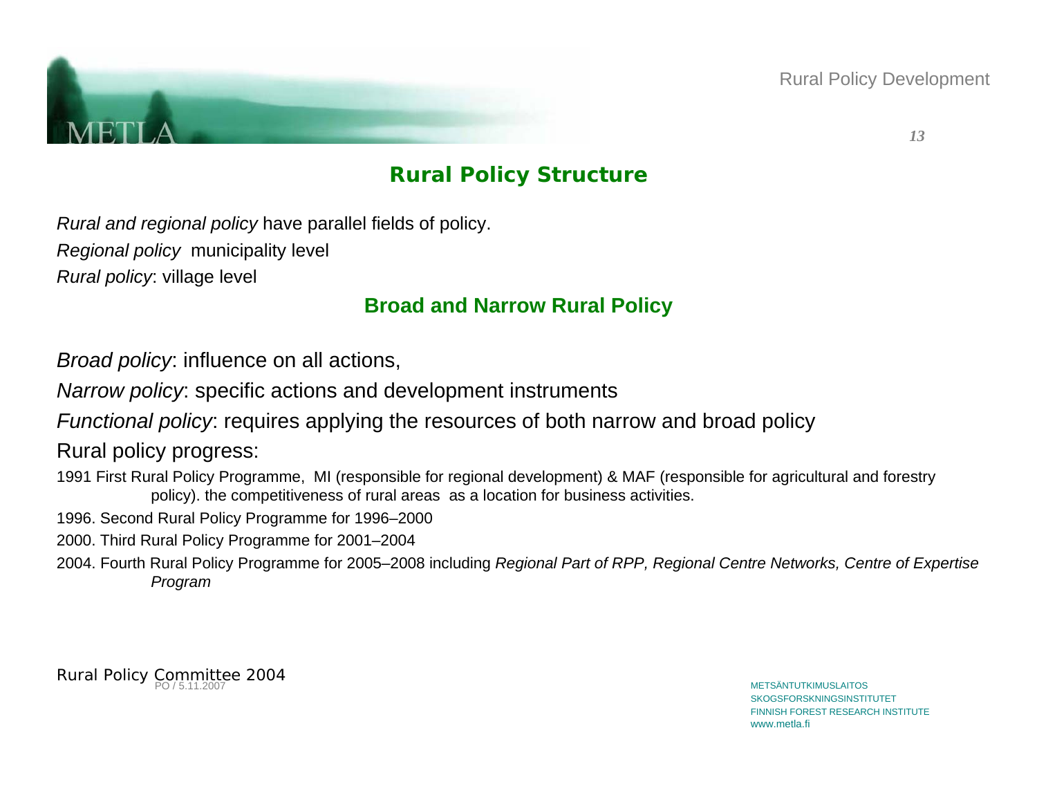## Rural Policy Structure

*Rural and regional policy* have parallel fields of policy.

*Regional policy* municipality level

*Rural policy*: village level

### Broad and Narrow Rural Policy

*Broad policy*: influence on all actions,

*Narrow policy*: specific actions and development instruments

*Functional policy*: requires applying the resources of both narrow and broad policy

Rural policy progress:

1991 First Rural Policy Programme, MI (responsible for regional development) & MAF (responsible for agricultural and forestry policy). the competitiveness of rural areas as a location for business activities.

1996. Second Rural Policy Programme for 1996–2000

2000. Third Rural Policy Programme for 2001–2004

2004. Fourth Rural Policy Programme for 2005–2008 including *Regional Part of RPP, Regional Centre Networks, Centre of Expertise Program*

Rural Policy Committee 2004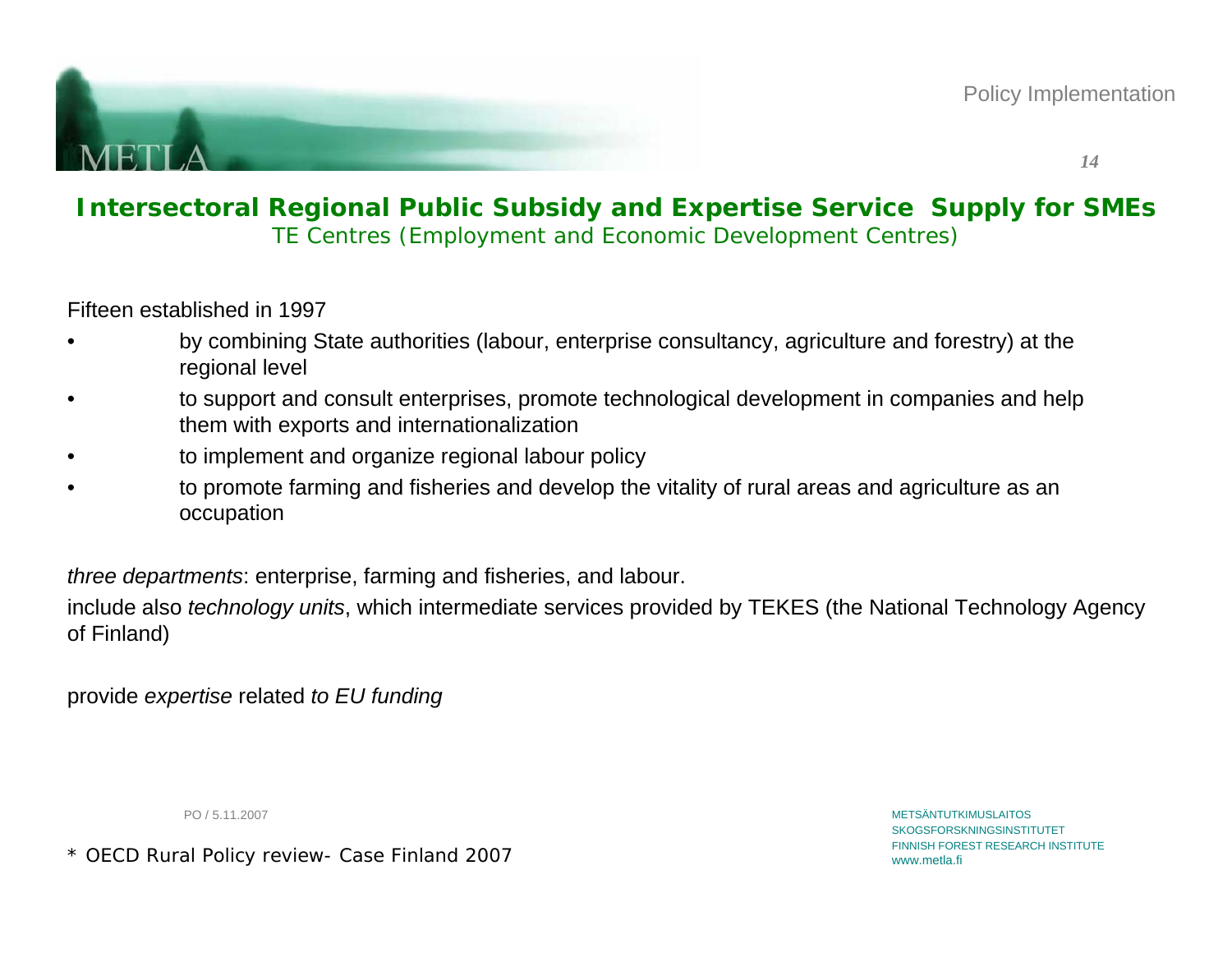## Intersectoral Regional Public Subsidy and Expertise Service Supply for SMEs

TE Centres (Employment and Economic Development Centres)

Fifteen established in 1997

- by combining State authorities (labour, enterprise consultancy, agriculture and forestry) at the regional level
- to support and consult enterprises, promote technological development in companies and help them with exports and internationalization
- to implement and organize regional labour policy
- to promote farming and fisheries and develop the vitality of rural areas and agriculture as an occupation

*three departments*: enterprise, farming and fisheries, and labour.

include also *technology units*, which intermediate services provided by TEKES (the National Technology Agency of Finland)

provide *expertise* related *to EU funding*

* OECD Rural Policy review- Case Finland 2007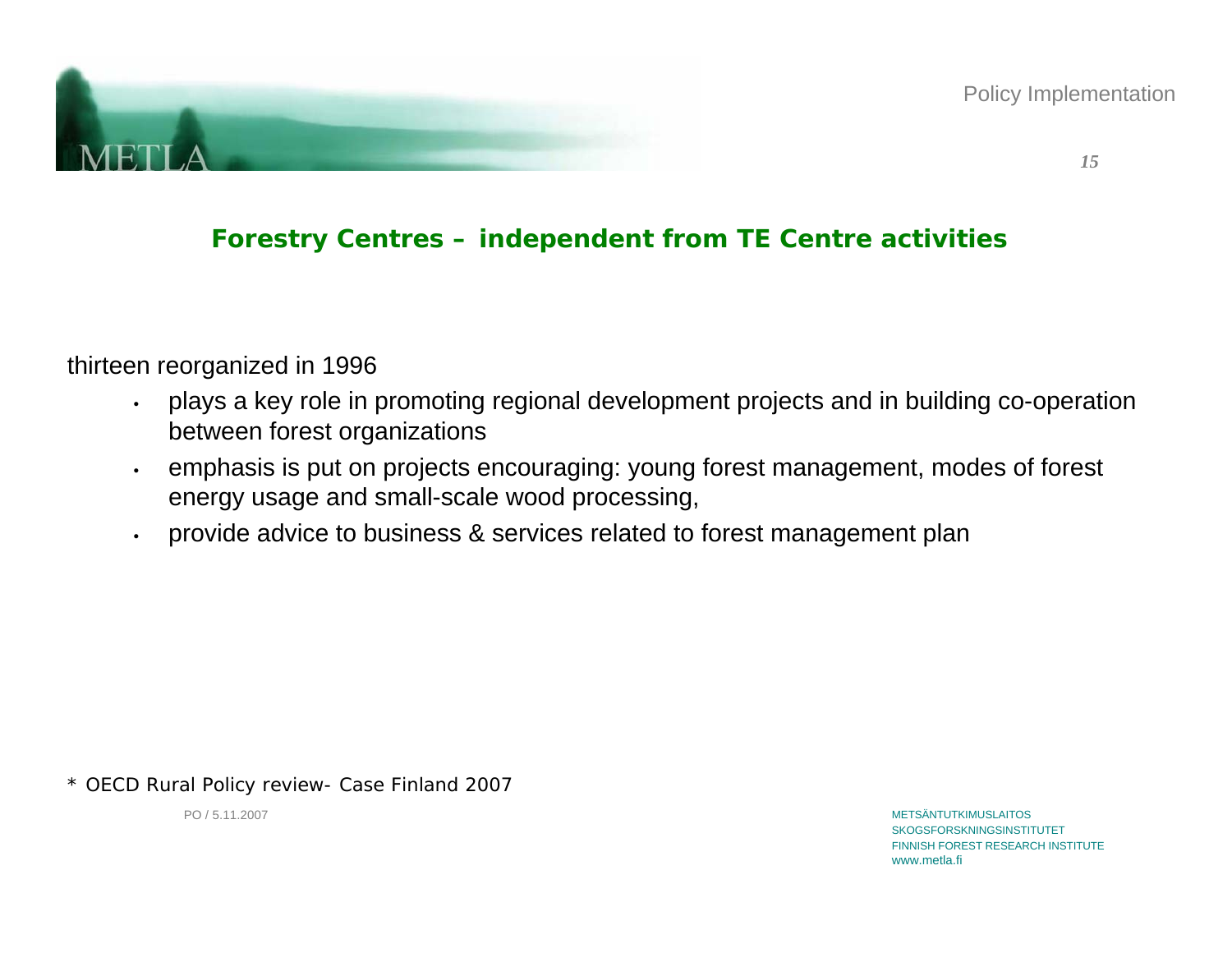## Forestry Centres – independent from TE Centre activities

thirteen reorganized in 1996

- plays a key role in promoting regional development projects and in building co-operation between forest organizations
- emphasis is put on projects encouraging: young forest management, modes of forest energy usage and small-scale wood processing,
- provide advice to business & services related to forest management plan

* OECD Rural Policy review- Case Finland 2007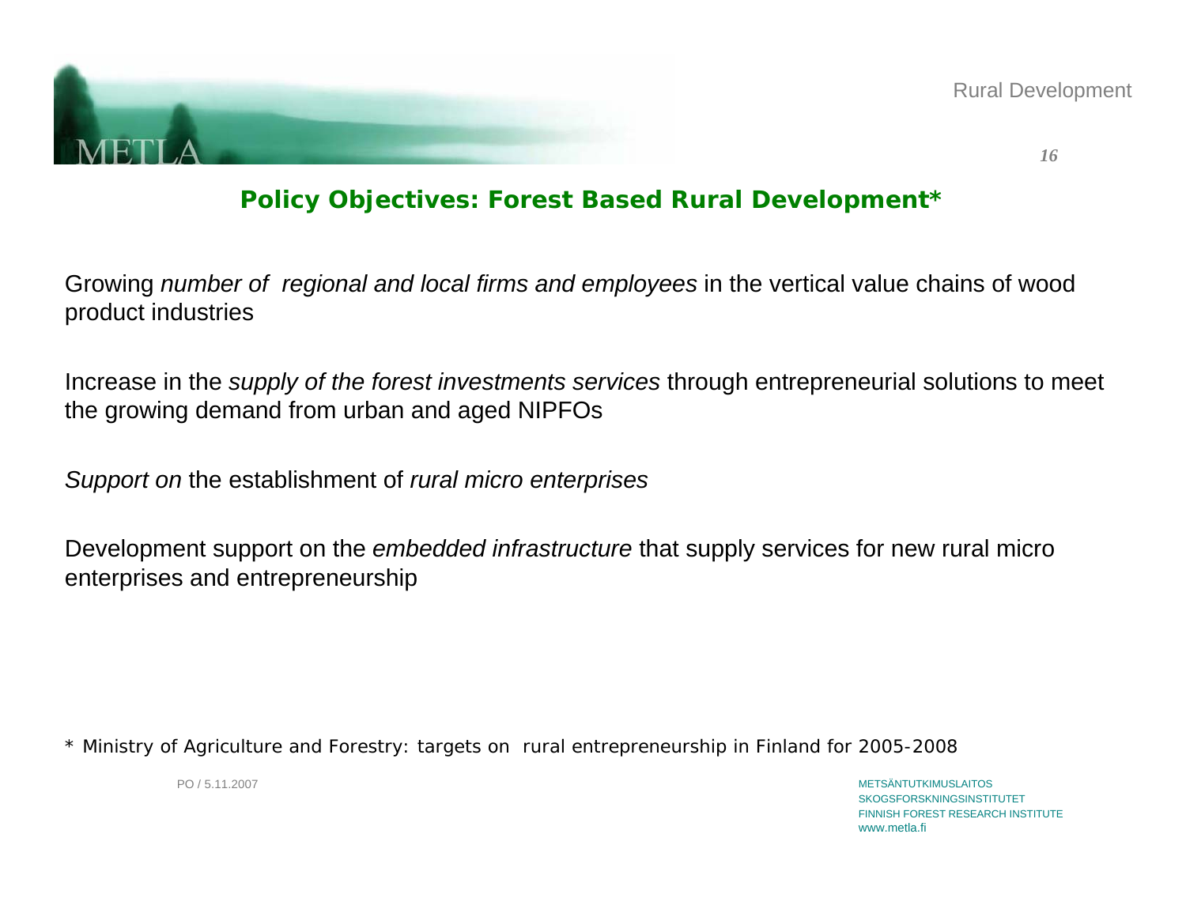## Policy Objectives: Forest Based Rural Development*

Growing *number of regional and local firms and employees* in the vertical value chains of wood product industries

Increase in the *supply of the forest investments services* through entrepreneurial solutions to meet the growing demand from urban and aged NIPFOs

*Support on* the establishment of *rural micro enterprises*

Development support on the *embedded infrastructure* that supply services for new rural micro enterprises and entrepreneurship

* Ministry of Agriculture and Forestry: targets on rural entrepreneurship in Finland for 2005-2008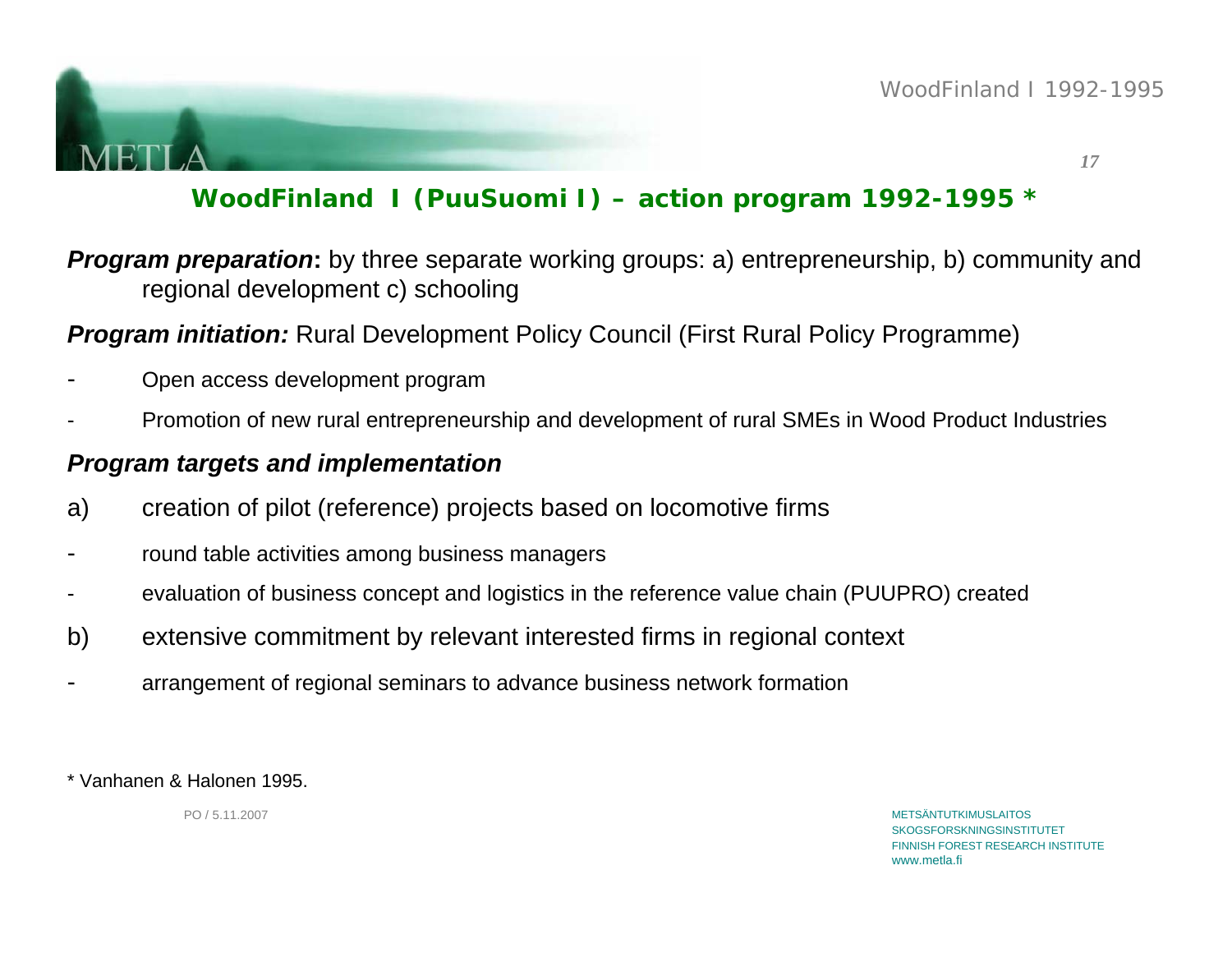## WoodFinland I (PuuSuomi I) – action program 1992-1995 *

***Program preparation*:** by three separate working groups: a) entrepreneurship, b) community and regional development c) schooling

***Program initiation:*** Rural Development Policy Council (First Rural Policy Programme)

- Open access development program
- Promotion of new rural entrepreneurship and development of rural SMEs in Wood Product Industries

***Program targets and implementation***

a) creation of pilot (reference) projects based on locomotive firms

- round table activities among business managers
- evaluation of business concept and logistics in the reference value chain (PUUPRO) created

b) extensive commitment by relevant interested firms in regional context

- arrangement of regional seminars to advance business network formation

* Vanhanen & Halonen 1995.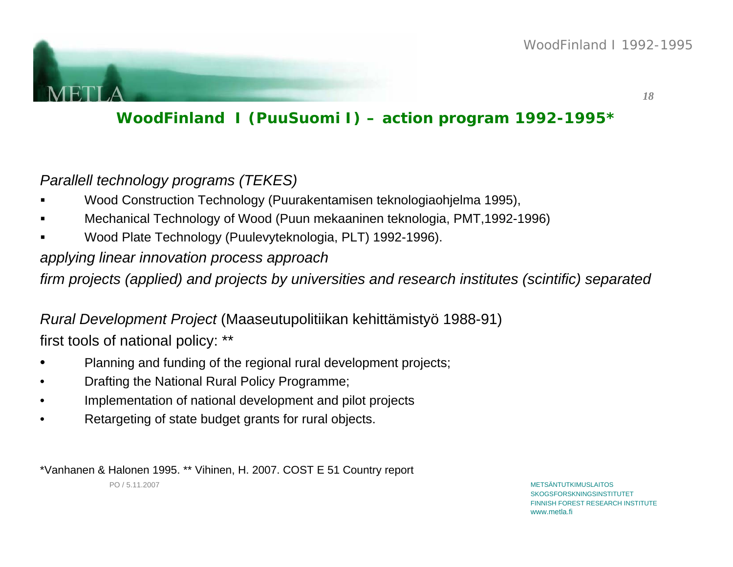## WoodFinland I (PuuSuomi I) – action program 1992-1995*

*Parallell technology programs (TEKES)*

- Wood Construction Technology (Puurakentamisen teknologiaohjelma 1995),
- Mechanical Technology of Wood (Puun mekaaninen teknologia, PMT,1992-1996)
- Wood Plate Technology (Puulevyteknologia, PLT) 1992-1996).

*applying linear innovation process approach*

*firm projects (applied) and projects by universities and research institutes (scintific) separated*

*Rural Development Project* (Maaseutupolitiikan kehittämistyö 1988-91)

first tools of national policy: **

- Planning and funding of the regional rural development projects;
- Drafting the National Rural Policy Programme;
- Implementation of national development and pilot projects
- Retargeting of state budget grants for rural objects.

*Vanhanen & Halonen 1995. ** Vihinen, H. 2007. COST E 51 Country report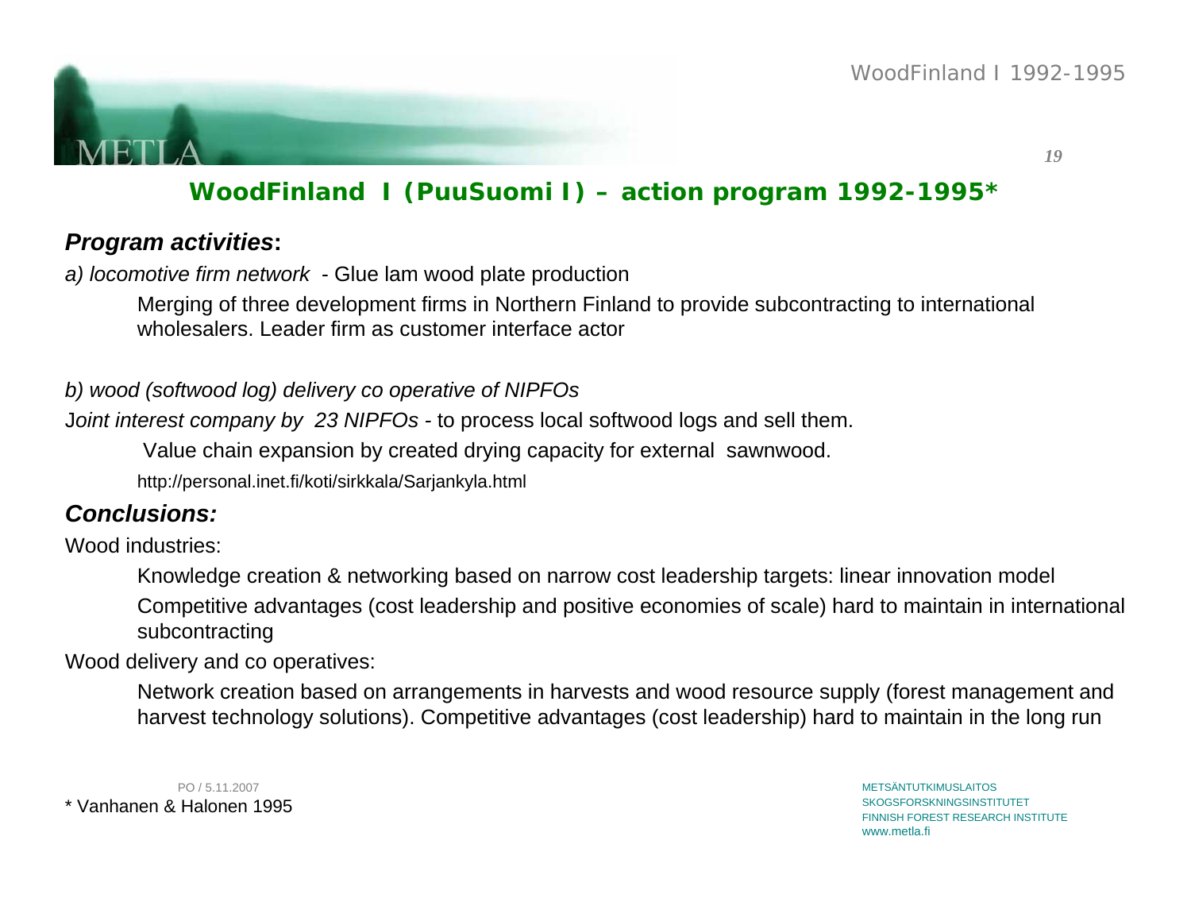## WoodFinland I (PuuSuomi I) – action program 1992-1995*

### *Program activities*:

*a) locomotive firm network* - Glue lam wood plate production

Merging of three development firms in Northern Finland to provide subcontracting to international wholesalers. Leader firm as customer interface actor

*b) wood (softwood log) delivery co operative of NIPFOs*

J*oint interest company by 23 NIPFOs* - to process local softwood logs and sell them.

Value chain expansion by created drying capacity for external sawnwood.

http://personal.inet.fi/koti/sirkkala/Sarjankyla.html

### *Conclusions:*

Wood industries:

Knowledge creation & networking based on narrow cost leadership targets: linear innovation model

Competitive advantages (cost leadership and positive economies of scale) hard to maintain in international subcontracting

Wood delivery and co operatives:

Network creation based on arrangements in harvests and wood resource supply (forest management and harvest technology solutions). Competitive advantages (cost leadership) hard to maintain in the long run

* Vanhanen & Halonen 1995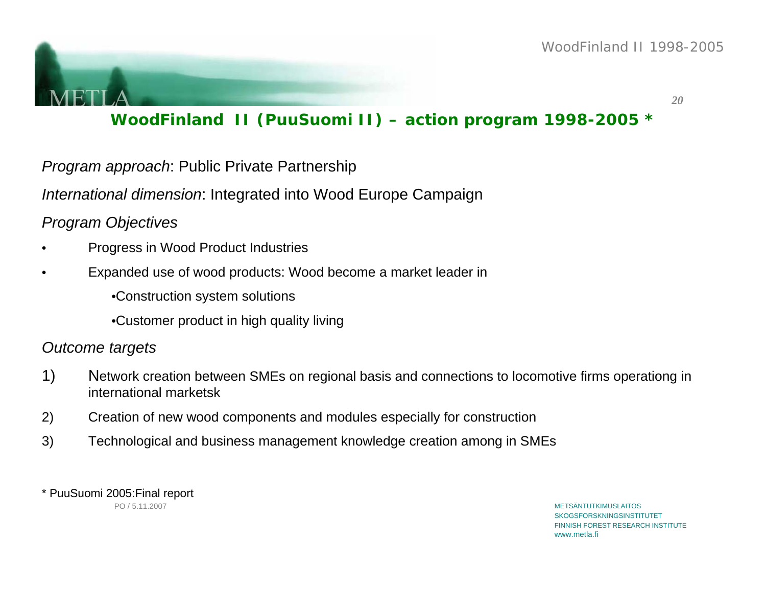## WoodFinland II (PuuSuomi II) – action program 1998-2005 *

*Program approach*: Public Private Partnership

*International dimension*: Integrated into Wood Europe Campaign

*Program Objectives*

- Progress in Wood Product Industries
- Expanded use of wood products: Wood become a market leader in
  - Construction system solutions
  - Customer product in high quality living

*Outcome targets*

1) Network creation between SMEs on regional basis and connections to locomotive firms operationg in international marketsk
2) Creation of new wood components and modules especially for construction
3) Technological and business management knowledge creation among in SMEs

\* PuuSuomi 2005:Final report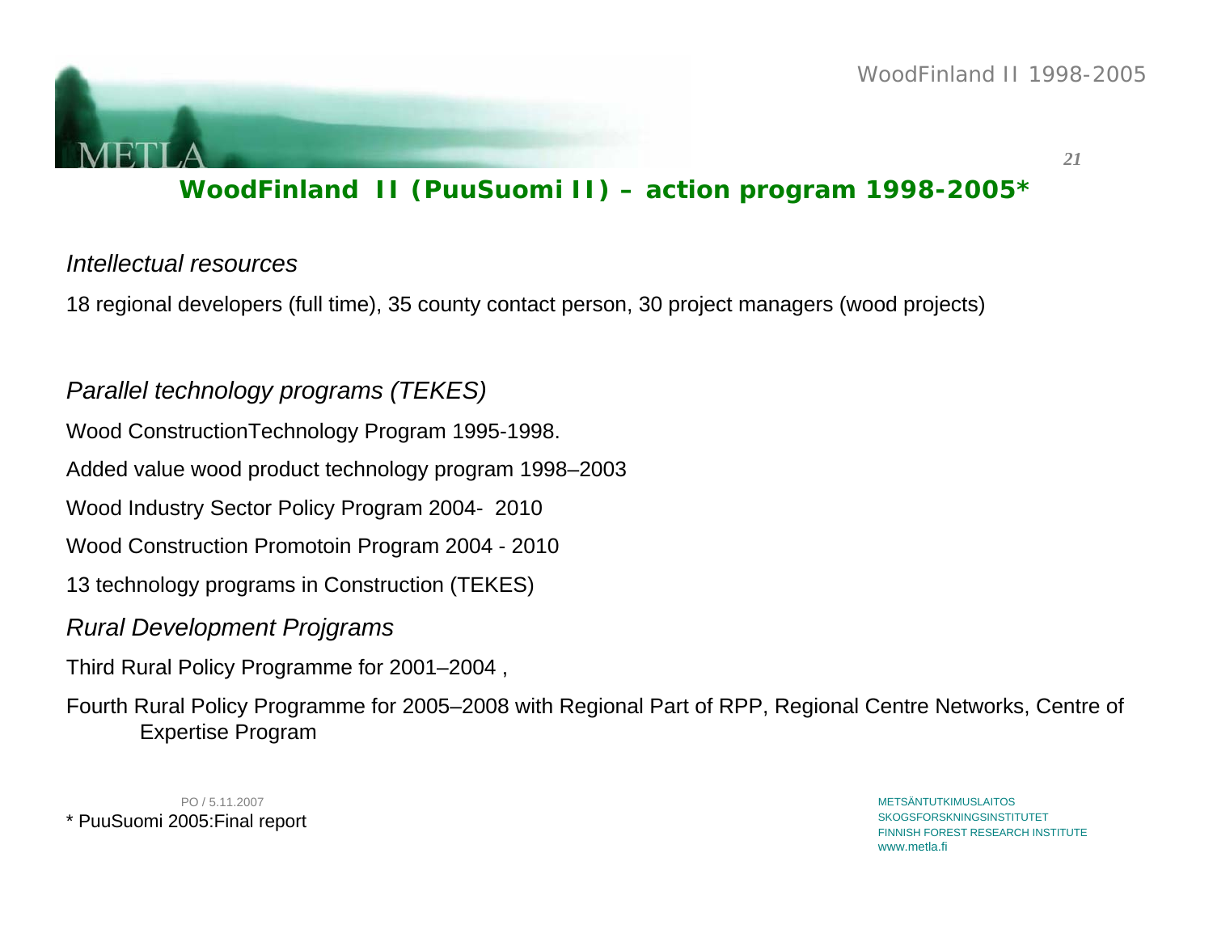## WoodFinland II (PuuSuomi II) – action program 1998-2005*

*Intellectual resources*

18 regional developers (full time), 35 county contact person, 30 project managers (wood projects)

*Parallel technology programs (TEKES)*

Wood ConstructionTechnology Program 1995-1998.

Added value wood product technology program 1998–2003

Wood Industry Sector Policy Program 2004- 2010

Wood Construction Promotoin Program 2004 - 2010

13 technology programs in Construction (TEKES)

*Rural Development Projgrams*

Third Rural Policy Programme for 2001–2004 ,

Fourth Rural Policy Programme for 2005–2008 with Regional Part of RPP, Regional Centre Networks, Centre of Expertise Program

PO / 5.11.2007

* PuuSuomi 2005:Final report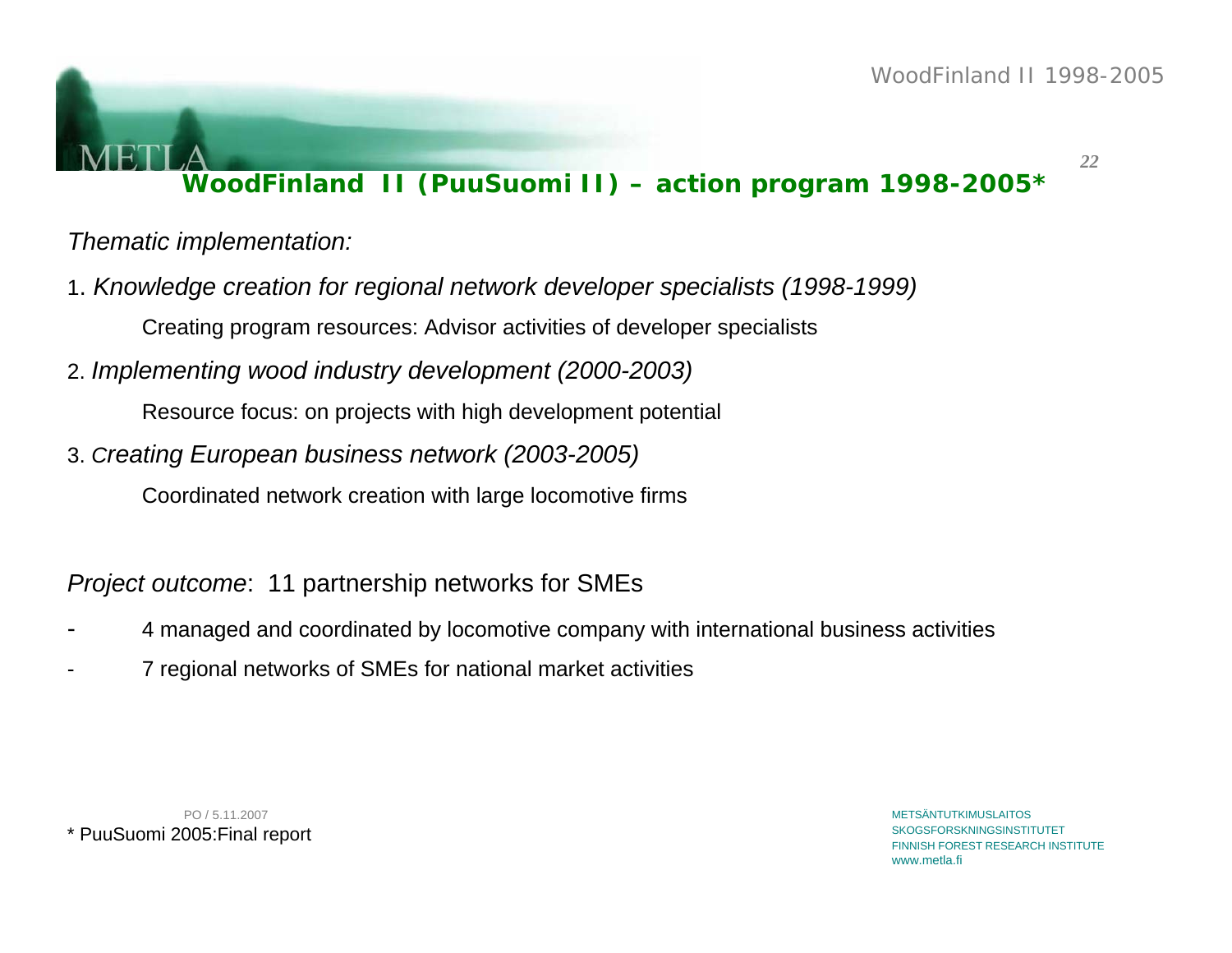## WoodFinland II (PuuSuomi II) – action program 1998-2005*

*Thematic implementation:*

1. *Knowledge creation for regional network developer specialists (1998-1999)*

   Creating program resources: Advisor activities of developer specialists

2. *Implementing wood industry development (2000-2003)*

   Resource focus: on projects with high development potential

3. *Creating European business network (2003-2005)*

   Coordinated network creation with large locomotive firms

*Project outcome*: 11 partnership networks for SMEs

- 4 managed and coordinated by locomotive company with international business activities
- 7 regional networks of SMEs for national market activities

\* PuuSuomi 2005:Final report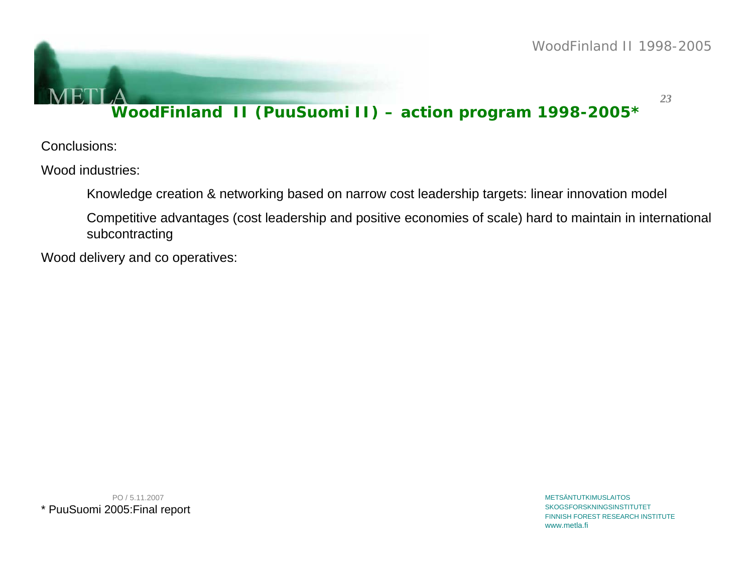## WoodFinland II (PuuSuomi II) – action program 1998-2005*

Conclusions:

Wood industries:

- Knowledge creation & networking based on narrow cost leadership targets: linear innovation model
- Competitive advantages (cost leadership and positive economies of scale) hard to maintain in international subcontracting

Wood delivery and co operatives:

* PuuSuomi 2005:Final report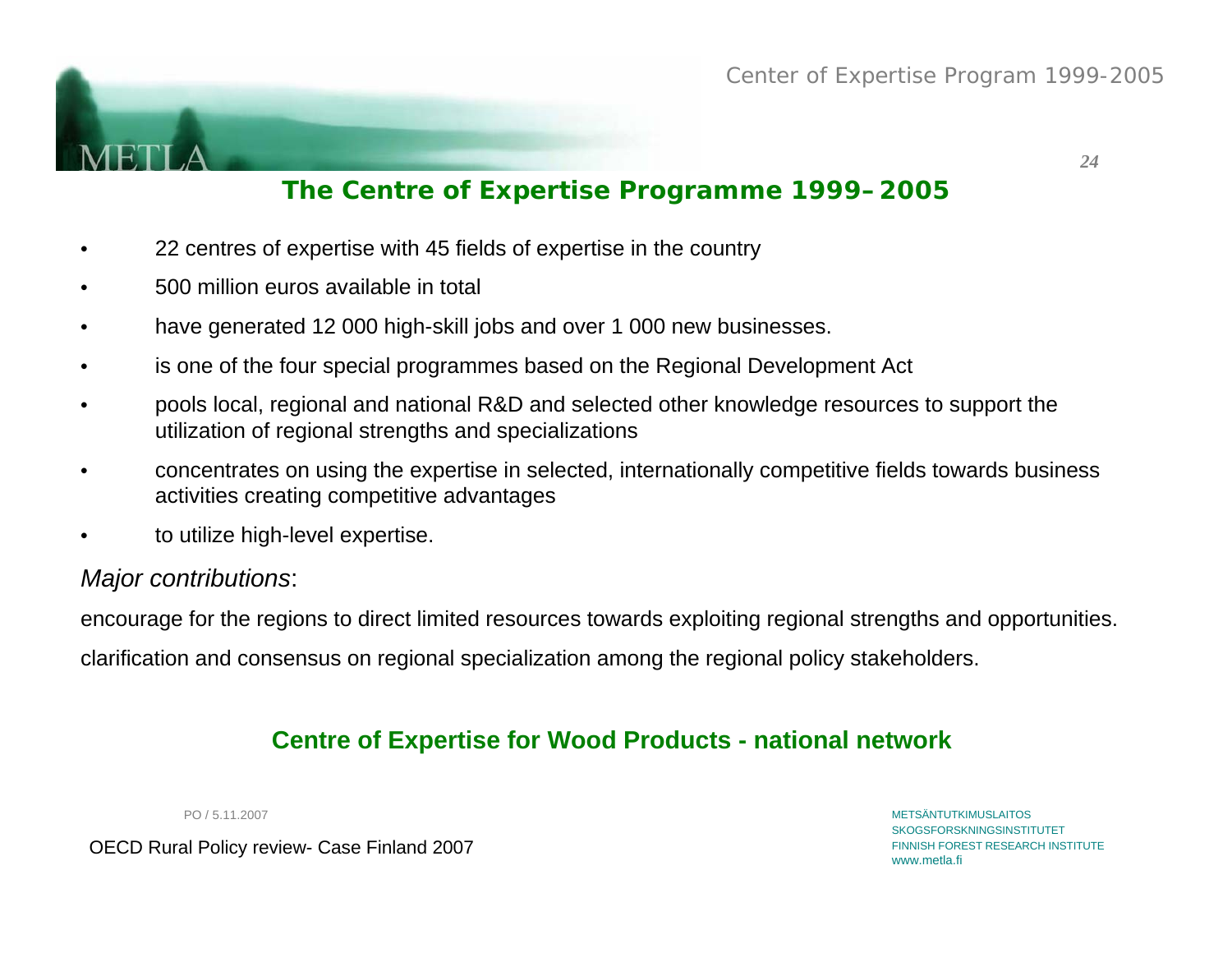## The Centre of Expertise Programme 1999–2005

- 22 centres of expertise with 45 fields of expertise in the country
- 500 million euros available in total
- have generated 12 000 high-skill jobs and over 1 000 new businesses.
- is one of the four special programmes based on the Regional Development Act
- pools local, regional and national R&D and selected other knowledge resources to support the utilization of regional strengths and specializations
- concentrates on using the expertise in selected, internationally competitive fields towards business activities creating competitive advantages
- to utilize high-level expertise.

*Major contributions*:

encourage for the regions to direct limited resources towards exploiting regional strengths and opportunities.

clarification and consensus on regional specialization among the regional policy stakeholders.

### Centre of Expertise for Wood Products - national network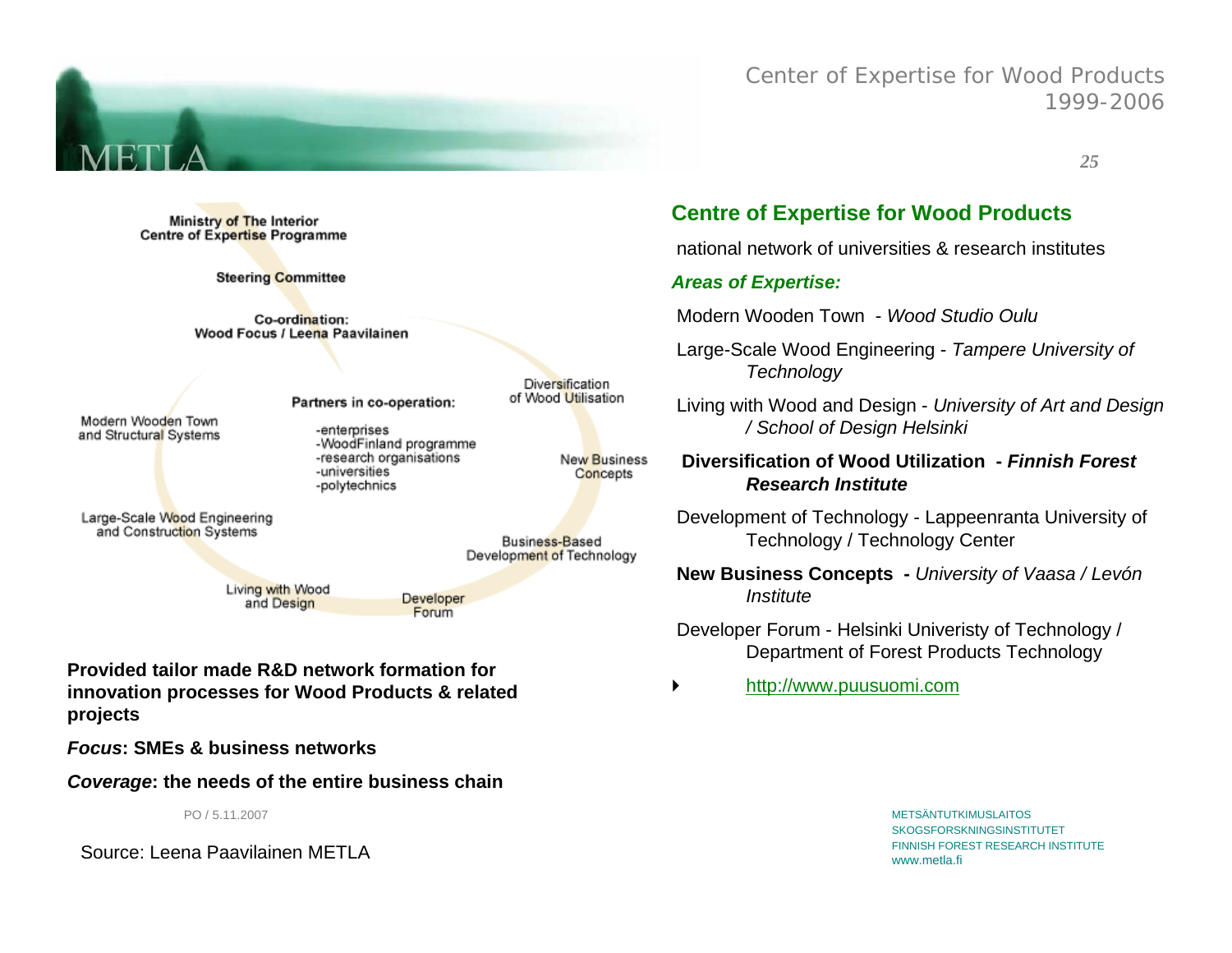# Center of Expertise for Wood Products 1999-2006

Ministry of The Interior
Centre of Expertise Programme

Steering Committee

Co-ordination:
Wood Focus / Leena Paavilainen

Partners in co-operation:

- enterprises
- WoodFinland programme
- research organisations
- universities
- polytechnics

Modern Wooden Town and Structural Systems

Large-Scale Wood Engineering and Construction Systems

Living with Wood and Design

Developer Forum

Business-Based Development of Technology

New Business Concepts

Diversification of Wood Utilisation

**Provided tailor made R&D network formation for innovation processes for Wood Products & related projects**

***Focus*: SMEs & business networks**

***Coverage*: the needs of the entire business chain**

PO / 5.11.2007

Source: Leena Paavilainen METLA

## Centre of Expertise for Wood Products

national network of universities & research institutes

***Areas of Expertise:***

Modern Wooden Town - *Wood Studio Oulu*

Large-Scale Wood Engineering - *Tampere University of Technology*

Living with Wood and Design - *University of Art and Design / School of Design Helsinki*

**Diversification of Wood Utilization - *Finnish Forest Research Institute***

Development of Technology - Lappeenranta University of Technology / Technology Center

**New Business Concepts -** *University of Vaasa / Levón Institute*

Developer Forum - Helsinki Univeristy of Technology / Department of Forest Products Technology

- http://www.puusuomi.com

METSÄNTUTKIMUSLAITOS
SKOGSFORSKNINGSINSTITUTET
FINNISH FOREST RESEARCH INSTITUTE
www.metla.fi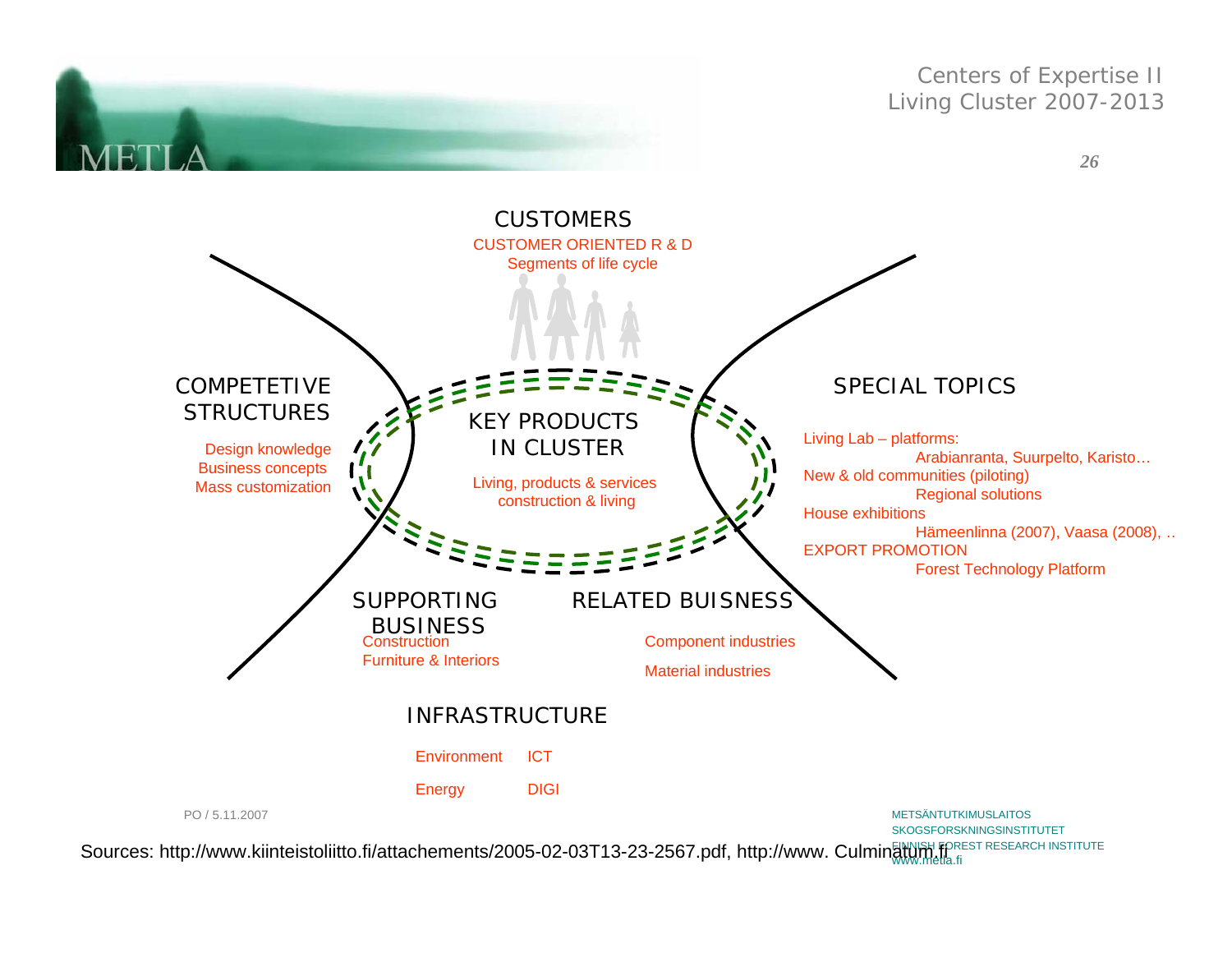Centers of Expertise II
Living Cluster 2007-2013

## CUSTOMERS

CUSTOMER ORIENTED R & D
Segments of life cycle

## COMPETETIVE STRUCTURES

Design knowledge
Business concepts
Mass customization

## KEY PRODUCTS IN CLUSTER

Living, products & services
construction & living

## SPECIAL TOPICS

Living Lab – platforms:
Arabianranta, Suurpelto, Karisto…
New & old communities (piloting)
Regional solutions
House exhibitions
Hämeenlinna (2007), Vaasa (2008), ..
EXPORT PROMOTION
Forest Technology Platform

## SUPPORTING BUSINESS

Construction
Furniture & Interiors

## RELATED BUISNESS

Component industries
Material industries

## INFRASTRUCTURE

Environment ICT
Energy DIGI

PO / 5.11.2007

Sources: http://www.kiinteistoliitto.fi/attachements/2005-02-03T13-23-2567.pdf, http://www. Culminatum.fi

METSÄNTUTKIMUSLAITOS
SKOGSFORSKNINGSINSTITUTET
FINNISH FOREST RESEARCH INSTITUTE
www.metla.fi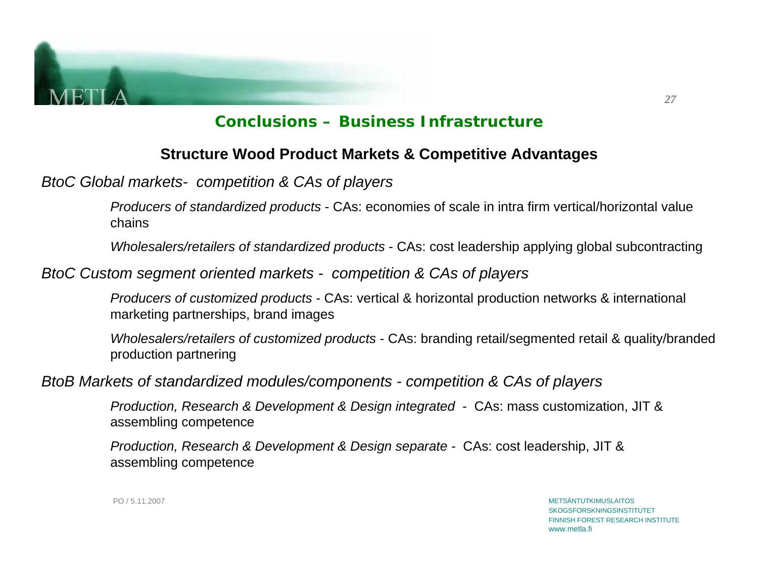## Conclusions – Business Infrastructure

### Structure Wood Product Markets & Competitive Advantages

*BtoC Global markets- competition & CAs of players*

*Producers of standardized products* - CAs: economies of scale in intra firm vertical/horizontal value chains

*Wholesalers/retailers of standardized products* - CAs: cost leadership applying global subcontracting

*BtoC Custom segment oriented markets - competition & CAs of players*

*Producers of customized products* - CAs: vertical & horizontal production networks & international marketing partnerships, brand images

*Wholesalers/retailers of customized products* - CAs: branding retail/segmented retail & quality/branded production partnering

*BtoB Markets of standardized modules/components - competition & CAs of players*

*Production, Research & Development & Design integrated* - CAs: mass customization, JIT & assembling competence

*Production, Research & Development & Design separate* - CAs: cost leadership, JIT & assembling competence

PO / 5.11.2007

METSÄNTUTKIMUSLAITOS
SKOGSFORSKNINGSINSTITUTET
FINNISH FOREST RESEARCH INSTITUTE
www.metla.fi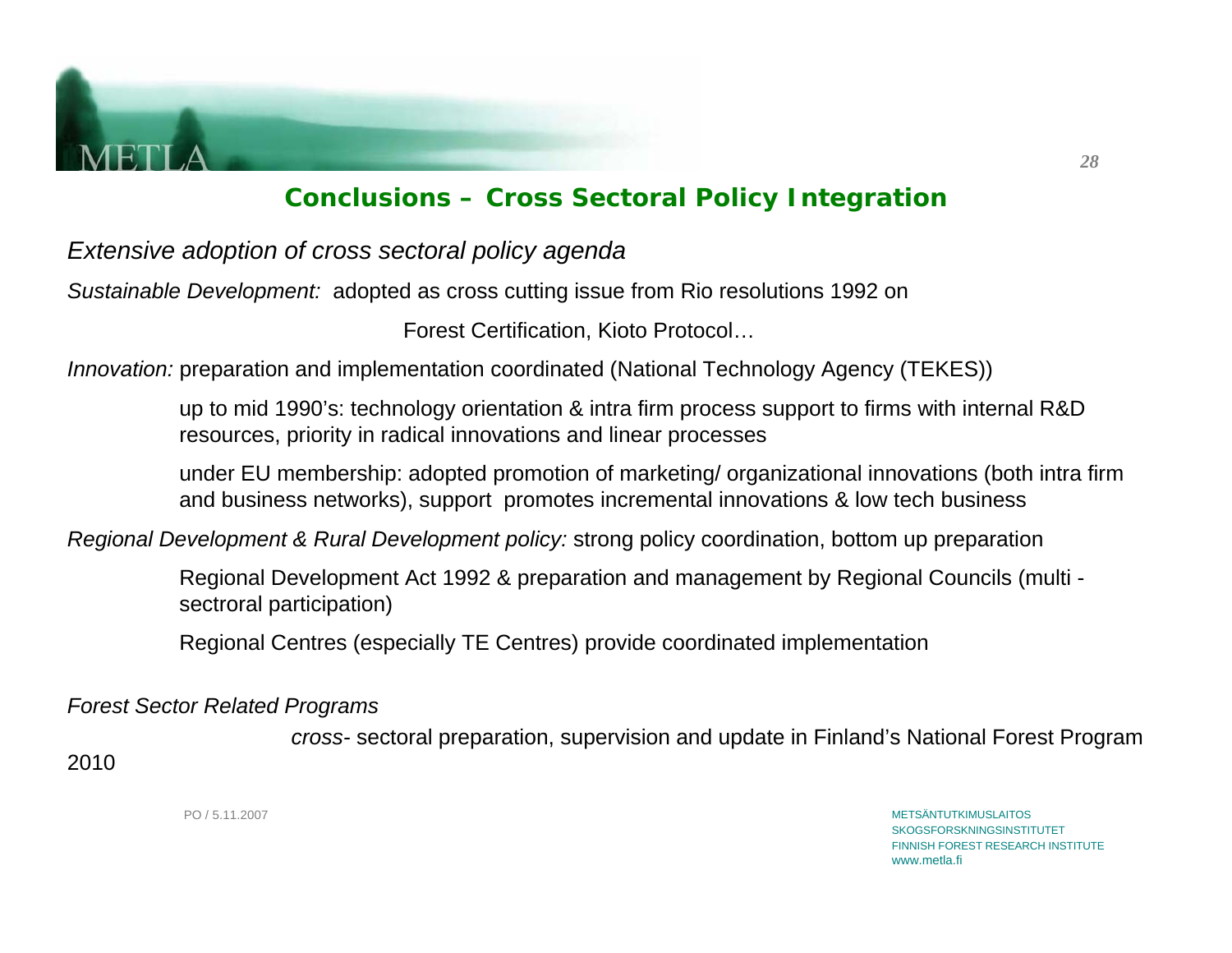## Conclusions – Cross Sectoral Policy Integration

*Extensive adoption of cross sectoral policy agenda*

*Sustainable Development:* adopted as cross cutting issue from Rio resolutions 1992 on

Forest Certification, Kioto Protocol…

*Innovation:* preparation and implementation coordinated (National Technology Agency (TEKES))

up to mid 1990's: technology orientation & intra firm process support to firms with internal R&D resources, priority in radical innovations and linear processes

under EU membership: adopted promotion of marketing/ organizational innovations (both intra firm and business networks), support promotes incremental innovations & low tech business

*Regional Development & Rural Development policy:* strong policy coordination, bottom up preparation

Regional Development Act 1992 & preparation and management by Regional Councils (multi - sectroral participation)

Regional Centres (especially TE Centres) provide coordinated implementation

*Forest Sector Related Programs*

*cross-* sectoral preparation, supervision and update in Finland's National Forest Program 2010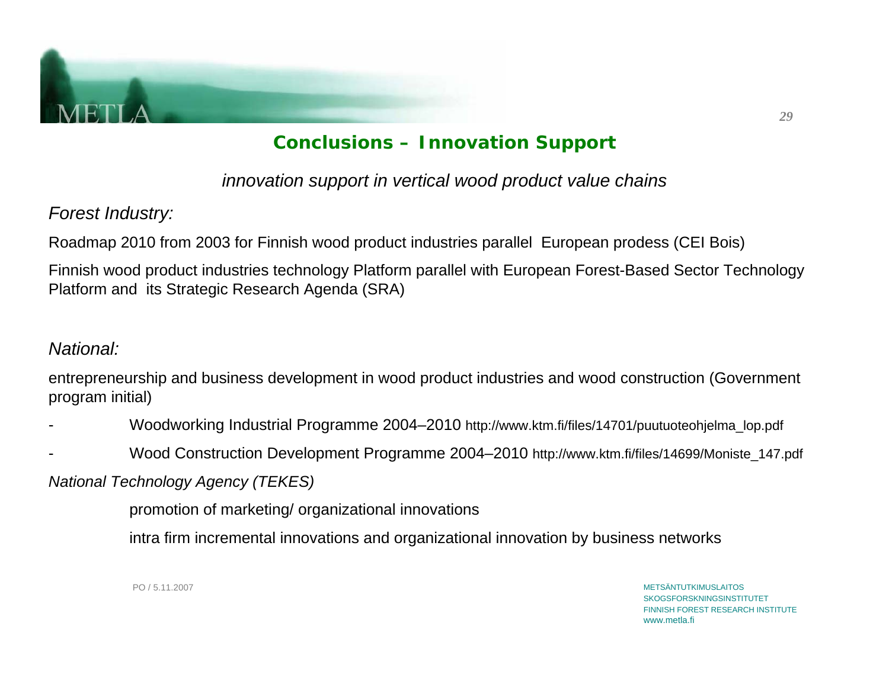## Conclusions – Innovation Support

*innovation support in vertical wood product value chains*

*Forest Industry:*

Roadmap 2010 from 2003 for Finnish wood product industries parallel  European prodess (CEI Bois)

Finnish wood product industries technology Platform parallel with European Forest-Based Sector Technology Platform and  its Strategic Research Agenda (SRA)

*National:*

entrepreneurship and business development in wood product industries and wood construction (Government program initial)

- Woodworking Industrial Programme 2004–2010 http://www.ktm.fi/files/14701/puutuoteohjelma_lop.pdf
- Wood Construction Development Programme 2004–2010 http://www.ktm.fi/files/14699/Moniste_147.pdf

*National Technology Agency (TEKES)*

promotion of marketing/ organizational innovations

intra firm incremental innovations and organizational innovation by business networks

PO / 5.11.2007

METSÄNTUTKIMUSLAITOS
SKOGSFORSKNINGSINSTITUTET
FINNISH FOREST RESEARCH INSTITUTE
www.metla.fi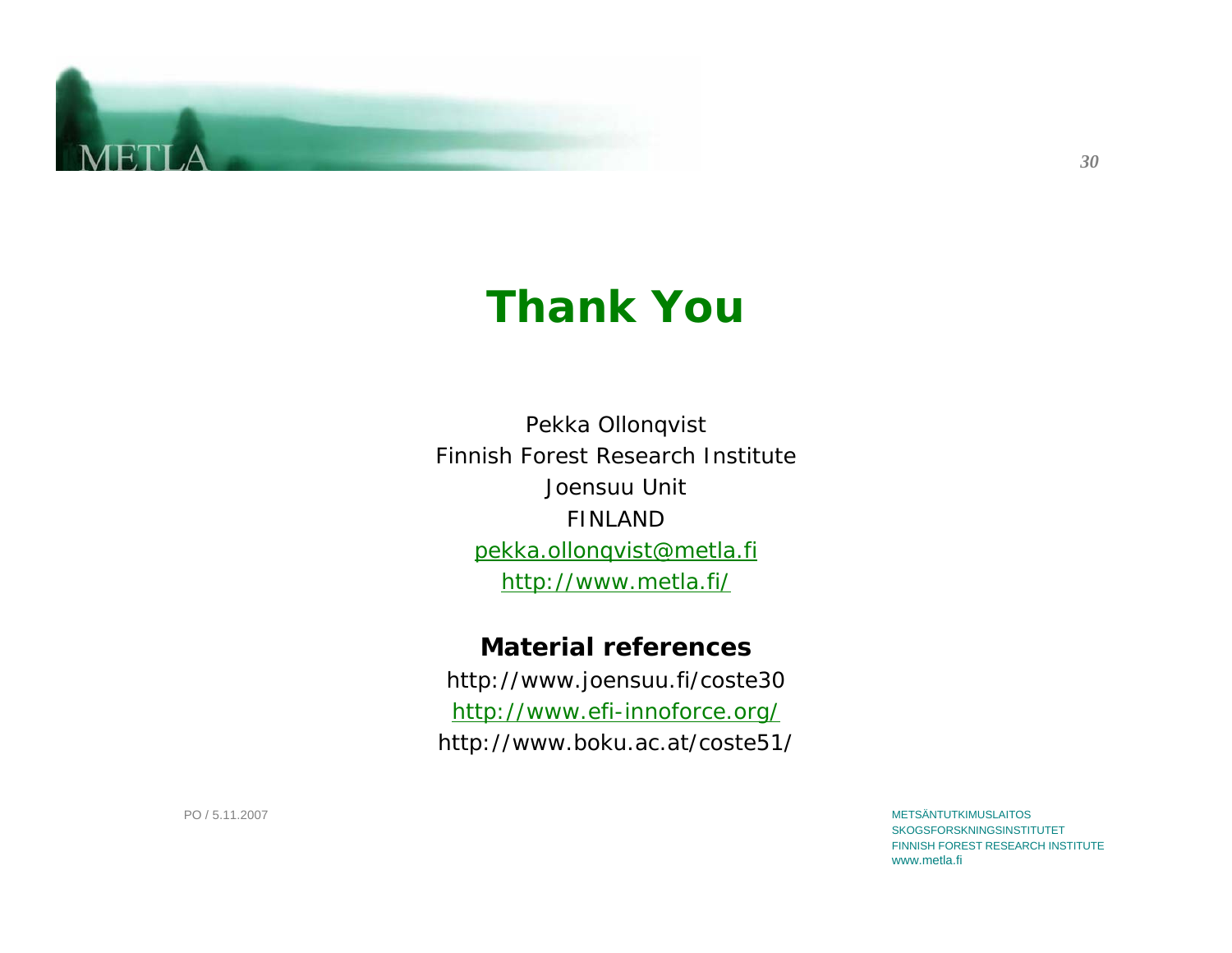# Thank You

*Pekka Ollonqvist*
*Finnish Forest Research Institute*
*Joensuu Unit*
*FINLAND*
*pekka.ollonqvist@metla.fi*
*http://www.metla.fi/*

## Material references

*http://www.joensuu.fi/coste30*
*http://www.efi-innoforce.org/*
*http://www.boku.ac.at/coste51/*